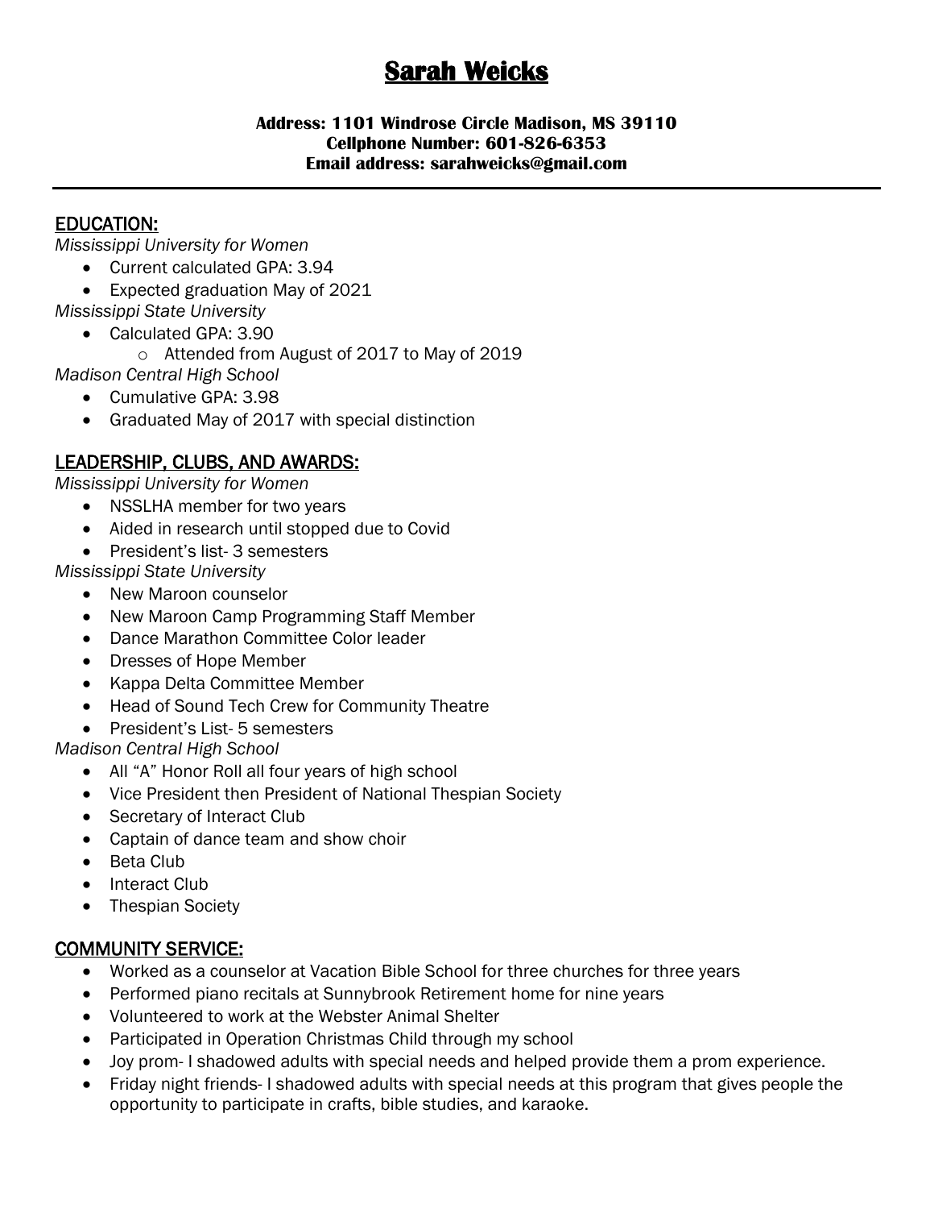# Sarah Weicks

**Address: 1101 Windrose Circle Madison, MS 39110**
**Cellphone Number: 601-826-6353**
**Email address: sarahweicks@gmail.com**

---

## EDUCATION:

*Mississippi University for Women*

- Current calculated GPA: 3.94
- Expected graduation May of 2021

*Mississippi State University*

- Calculated GPA: 3.90
    - Attended from August of 2017 to May of 2019

*Madison Central High School*

- Cumulative GPA: 3.98
- Graduated May of 2017 with special distinction

## LEADERSHIP, CLUBS, AND AWARDS:

*Mississippi University for Women*

- NSSLHA member for two years
- Aided in research until stopped due to Covid
- President's list- 3 semesters

*Mississippi State University*

- New Maroon counselor
- New Maroon Camp Programming Staff Member
- Dance Marathon Committee Color leader
- Dresses of Hope Member
- Kappa Delta Committee Member
- Head of Sound Tech Crew for Community Theatre
- President's List- 5 semesters

*Madison Central High School*

- All "A" Honor Roll all four years of high school
- Vice President then President of National Thespian Society
- Secretary of Interact Club
- Captain of dance team and show choir
- Beta Club
- Interact Club
- Thespian Society

## COMMUNITY SERVICE:

- Worked as a counselor at Vacation Bible School for three churches for three years
- Performed piano recitals at Sunnybrook Retirement home for nine years
- Volunteered to work at the Webster Animal Shelter
- Participated in Operation Christmas Child through my school
- Joy prom- I shadowed adults with special needs and helped provide them a prom experience.
- Friday night friends- I shadowed adults with special needs at this program that gives people the opportunity to participate in crafts, bible studies, and karaoke.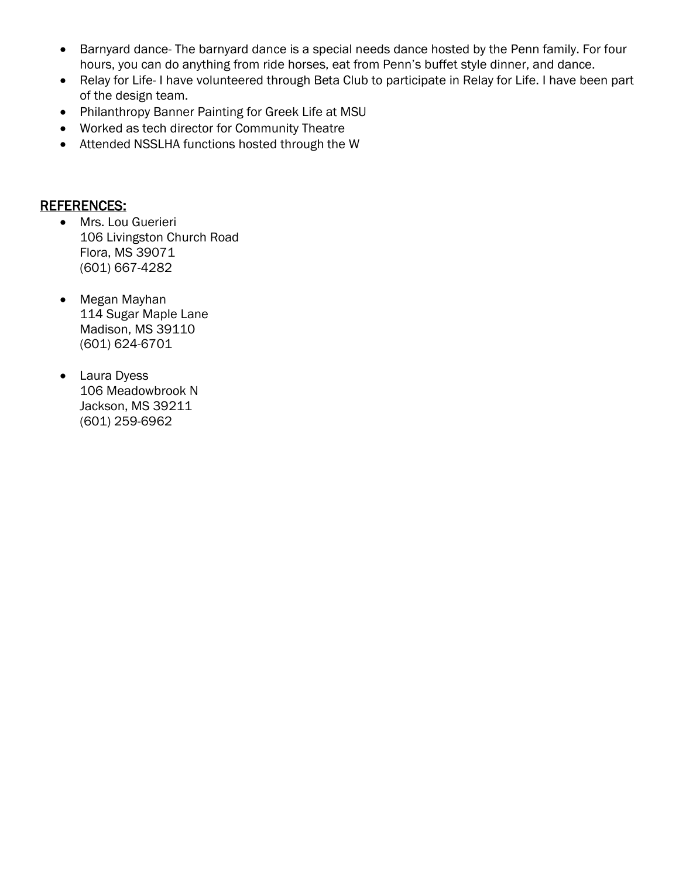- Barnyard dance- The barnyard dance is a special needs dance hosted by the Penn family. For four hours, you can do anything from ride horses, eat from Penn's buffet style dinner, and dance.
- Relay for Life- I have volunteered through Beta Club to participate in Relay for Life. I have been part of the design team.
- Philanthropy Banner Painting for Greek Life at MSU
- Worked as tech director for Community Theatre
- Attended NSSLHA functions hosted through the W

## REFERENCES:

- Mrs. Lou Guerieri
  106 Livingston Church Road
  Flora, MS 39071
  (601) 667-4282

- Megan Mayhan
  114 Sugar Maple Lane
  Madison, MS 39110
  (601) 624-6701

- Laura Dyess
  106 Meadowbrook N
  Jackson, MS 39211
  (601) 259-6962